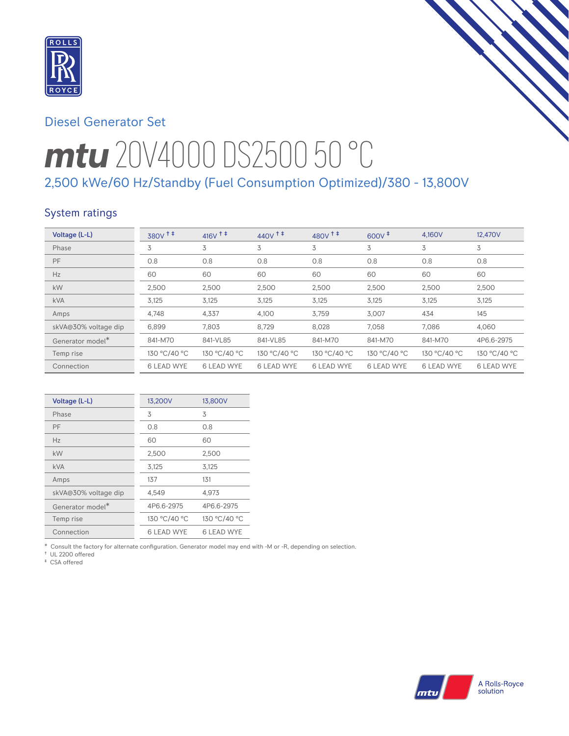Diesel Generator Set

# mtu 20V4000 DS2500 50 °C

## 2,500 kWe/60 Hz/Standby (Fuel Consumption Optimized)/380 - 13,800V

### System ratings

| Voltage (L-L) | 380V † ‡ | 416V † ‡ | 440V † ‡ | 480V † ‡ | 600V ‡ | 4,160V | 12,470V |
|---|---|---|---|---|---|---|---|
| Phase | 3 | 3 | 3 | 3 | 3 | 3 | 3 |
| PF | 0.8 | 0.8 | 0.8 | 0.8 | 0.8 | 0.8 | 0.8 |
| Hz | 60 | 60 | 60 | 60 | 60 | 60 | 60 |
| kW | 2,500 | 2,500 | 2,500 | 2,500 | 2,500 | 2,500 | 2,500 |
| kVA | 3,125 | 3,125 | 3,125 | 3,125 | 3,125 | 3,125 | 3,125 |
| Amps | 4,748 | 4,337 | 4,100 | 3,759 | 3,007 | 434 | 145 |
| skVA@30% voltage dip | 6,899 | 7,803 | 8,729 | 8,028 | 7,058 | 7,086 | 4,060 |
| Generator model* | 841-M70 | 841-VL85 | 841-VL85 | 841-M70 | 841-M70 | 841-M70 | 4P6.6-2975 |
| Temp rise | 130 °C/40 °C | 130 °C/40 °C | 130 °C/40 °C | 130 °C/40 °C | 130 °C/40 °C | 130 °C/40 °C | 130 °C/40 °C |
| Connection | 6 LEAD WYE | 6 LEAD WYE | 6 LEAD WYE | 6 LEAD WYE | 6 LEAD WYE | 6 LEAD WYE | 6 LEAD WYE |

| Voltage (L-L) | 13,200V | 13,800V |
|---|---|---|
| Phase | 3 | 3 |
| PF | 0.8 | 0.8 |
| Hz | 60 | 60 |
| kW | 2,500 | 2,500 |
| kVA | 3,125 | 3,125 |
| Amps | 137 | 131 |
| skVA@30% voltage dip | 4,549 | 4,973 |
| Generator model* | 4P6.6-2975 | 4P6.6-2975 |
| Temp rise | 130 °C/40 °C | 130 °C/40 °C |
| Connection | 6 LEAD WYE | 6 LEAD WYE |

* Consult the factory for alternate configuration. Generator model may end with -M or -R, depending on selection.
† UL 2200 offered
‡ CSA offered

A Rolls-Royce solution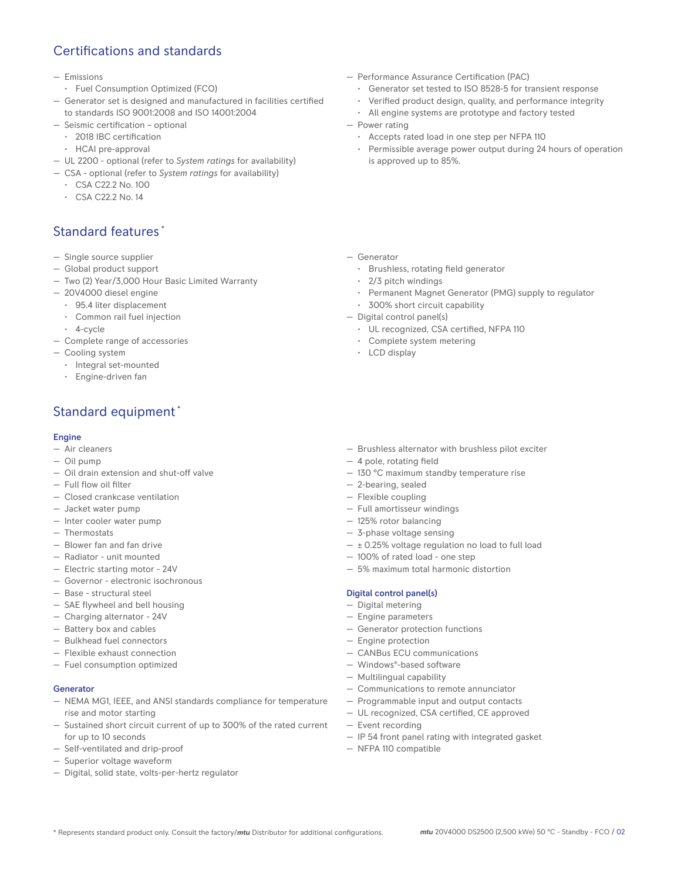## Certifications and standards

- Emissions
  - Fuel Consumption Optimized (FCO)
- Generator set is designed and manufactured in facilities certified to standards ISO 9001:2008 and ISO 14001:2004
- Seismic certification – optional
  - 2018 IBC certification
  - HCAI pre-approval
- UL 2200 - optional (refer to *System ratings* for availability)
- CSA - optional (refer to *System ratings* for availability)
  - CSA C22.2 No. 100
  - CSA C22.2 No. 14
- Performance Assurance Certification (PAC)
  - Generator set tested to ISO 8528-5 for transient response
  - Verified product design, quality, and performance integrity
  - All engine systems are prototype and factory tested
- Power rating
  - Accepts rated load in one step per NFPA 110
  - Permissible average power output during 24 hours of operation is approved up to 85%.

## Standard features *

- Single source supplier
- Global product support
- Two (2) Year/3,000 Hour Basic Limited Warranty
- 20V4000 diesel engine
  - 95.4 liter displacement
  - Common rail fuel injection
  - 4-cycle
- Complete range of accessories
- Cooling system
  - Integral set-mounted
  - Engine-driven fan
- Generator
  - Brushless, rotating field generator
  - 2/3 pitch windings
  - Permanent Magnet Generator (PMG) supply to regulator
  - 300% short circuit capability
- Digital control panel(s)
  - UL recognized, CSA certified, NFPA 110
  - Complete system metering
  - LCD display

## Standard equipment *

### Engine

- Air cleaners
- Oil pump
- Oil drain extension and shut-off valve
- Full flow oil filter
- Closed crankcase ventilation
- Jacket water pump
- Inter cooler water pump
- Thermostats
- Blower fan and fan drive
- Radiator - unit mounted
- Electric starting motor - 24V
- Governor - electronic isochronous
- Base - structural steel
- SAE flywheel and bell housing
- Charging alternator - 24V
- Battery box and cables
- Bulkhead fuel connectors
- Flexible exhaust connection
- Fuel consumption optimized

### Generator

- NEMA MG1, IEEE, and ANSI standards compliance for temperature rise and motor starting
- Sustained short circuit current of up to 300% of the rated current for up to 10 seconds
- Self-ventilated and drip-proof
- Superior voltage waveform
- Digital, solid state, volts-per-hertz regulator
- Brushless alternator with brushless pilot exciter
- 4 pole, rotating field
- 130 °C maximum standby temperature rise
- 2-bearing, sealed
- Flexible coupling
- Full amortisseur windings
- 125% rotor balancing
- 3-phase voltage sensing
- ± 0.25% voltage regulation no load to full load
- 100% of rated load - one step
- 5% maximum total harmonic distortion

### Digital control panel(s)

- Digital metering
- Engine parameters
- Generator protection functions
- Engine protection
- CANBus ECU communications
- Windows®-based software
- Multilingual capability
- Communications to remote annunciator
- Programmable input and output contacts
- UL recognized, CSA certified, CE approved
- Event recording
- IP 54 front panel rating with integrated gasket
- NFPA 110 compatible

* Represents standard product only. Consult the factory/*mtu* Distributor for additional configurations.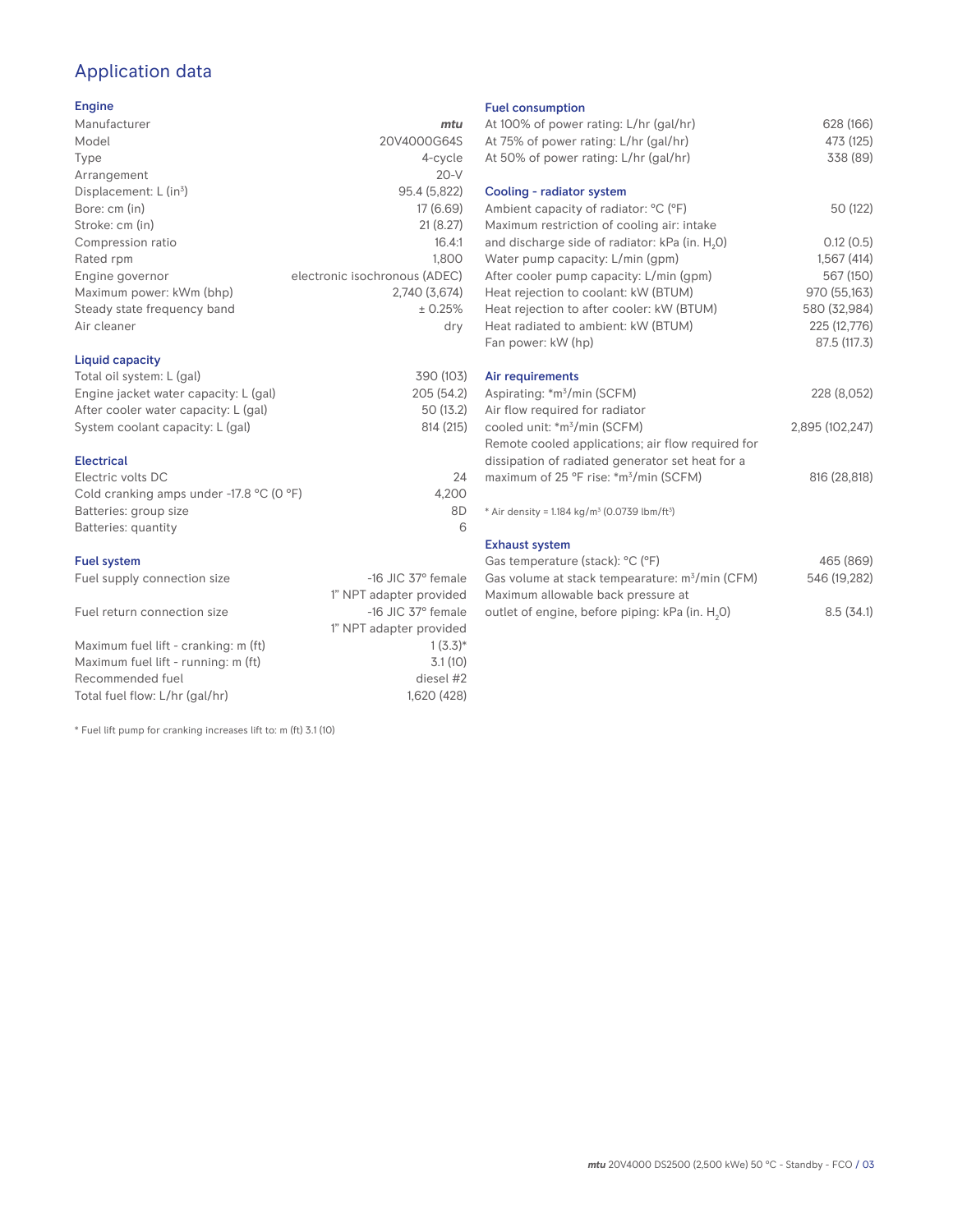# Application data

## Engine

| | |
|---|---|
| Manufacturer | *mtu* |
| Model | 20V4000G64S |
| Type | 4-cycle |
| Arrangement | 20-V |
| Displacement: L ($in^3$) | 95.4 (5,822) |
| Bore: cm (in) | 17 (6.69) |
| Stroke: cm (in) | 21 (8.27) |
| Compression ratio | 16.4:1 |
| Rated rpm | 1,800 |
| Engine governor | electronic isochronous (ADEC) |
| Maximum power: kWm (bhp) | 2,740 (3,674) |
| Steady state frequency band | ± 0.25% |
| Air cleaner | dry |

## Liquid capacity

| | |
|---|---|
| Total oil system: L (gal) | 390 (103) |
| Engine jacket water capacity: L (gal) | 205 (54.2) |
| After cooler water capacity: L (gal) | 50 (13.2) |
| System coolant capacity: L (gal) | 814 (215) |

## Electrical

| | |
|---|---|
| Electric volts DC | 24 |
| Cold cranking amps under -17.8 °C (0 °F) | 4,200 |
| Batteries: group size | 8D |
| Batteries: quantity | 6 |

## Fuel system

| | |
|---|---|
| Fuel supply connection size | -16 JIC 37° female<br>1" NPT adapter provided |
| Fuel return connection size | -16 JIC 37° female<br>1" NPT adapter provided |
| Maximum fuel lift - cranking: m (ft) | 1 (3.3)* |
| Maximum fuel lift - running: m (ft) | 3.1 (10) |
| Recommended fuel | diesel #2 |
| Total fuel flow: L/hr (gal/hr) | 1,620 (428) |

\* Fuel lift pump for cranking increases lift to: m (ft) 3.1 (10)

## Fuel consumption

| | |
|---|---|
| At 100% of power rating: L/hr (gal/hr) | 628 (166) |
| At 75% of power rating: L/hr (gal/hr) | 473 (125) |
| At 50% of power rating: L/hr (gal/hr) | 338 (89) |

## Cooling - radiator system

| | |
|---|---|
| Ambient capacity of radiator: °C (°F) | 50 (122) |
| Maximum restriction of cooling air: intake and discharge side of radiator: kPa (in. $H_2O$) | 0.12 (0.5) |
| Water pump capacity: L/min (gpm) | 1,567 (414) |
| After cooler pump capacity: L/min (gpm) | 567 (150) |
| Heat rejection to coolant: kW (BTUM) | 970 (55,163) |
| Heat rejection to after cooler: kW (BTUM) | 580 (32,984) |
| Heat radiated to ambient: kW (BTUM) | 225 (12,776) |
| Fan power: kW (hp) | 87.5 (117.3) |

## Air requirements

| | |
|---|---|
| Aspirating: *$m^3$/min (SCFM) | 228 (8,052) |
| Air flow required for radiator cooled unit: *$m^3$/min (SCFM) | 2,895 (102,247) |
| Remote cooled applications; air flow required for dissipation of radiated generator set heat for a maximum of 25 °F rise: *$m^3$/min (SCFM) | 816 (28,818) |

\* Air density = 1.184 kg/$m^3$ (0.0739 lbm/$ft^3$)

## Exhaust system

| | |
|---|---|
| Gas temperature (stack): °C (°F) | 465 (869) |
| Gas volume at stack tempearature: $m^3$/min (CFM) | 546 (19,282) |
| Maximum allowable back pressure at outlet of engine, before piping: kPa (in. $H_2O$) | 8.5 (34.1) |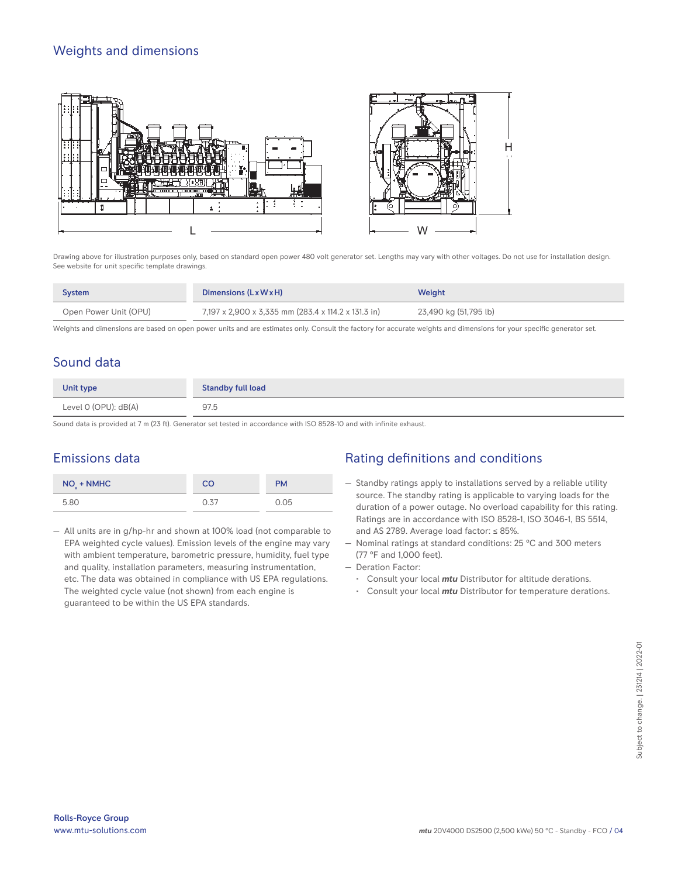## Weights and dimensions

L

W

H

Drawing above for illustration purposes only, based on standard open power 480 volt generator set. Lengths may vary with other voltages. Do not use for installation design. See website for unit specific template drawings.

| System | Dimensions (L x W x H) | Weight |
|---|---|---|
| Open Power Unit (OPU) | 7,197 x 2,900 x 3,335 mm (283.4 x 114.2 x 131.3 in) | 23,490 kg (51,795 lb) |

Weights and dimensions are based on open power units and are estimates only. Consult the factory for accurate weights and dimensions for your specific generator set.

## Sound data

| Unit type | Standby full load |
|---|---|
| Level 0 (OPU): dB(A) | 97.5 |

Sound data is provided at 7 m (23 ft). Generator set tested in accordance with ISO 8528-10 and with infinite exhaust.

## Emissions data

| $NO_x$ + NMHC | CO | PM |
|---|---|---|
| 5.80 | 0.37 | 0.05 |

— All units are in g/hp-hr and shown at 100% load (not comparable to EPA weighted cycle values). Emission levels of the engine may vary with ambient temperature, barometric pressure, humidity, fuel type and quality, installation parameters, measuring instrumentation, etc. The data was obtained in compliance with US EPA regulations. The weighted cycle value (not shown) from each engine is guaranteed to be within the US EPA standards.

## Rating definitions and conditions

— Standby ratings apply to installations served by a reliable utility source. The standby rating is applicable to varying loads for the duration of a power outage. No overload capability for this rating. Ratings are in accordance with ISO 8528-1, ISO 3046-1, BS 5514, and AS 2789. Average load factor: ≤ 85%.

— Nominal ratings at standard conditions: 25 °C and 300 meters (77 °F and 1,000 feet).

— Deration Factor:
- Consult your local ***mtu*** Distributor for altitude derations.
- Consult your local ***mtu*** Distributor for temperature derations.

Subject to change. | 231214 | 2022-01

Rolls-Royce Group
www.mtu-solutions.com